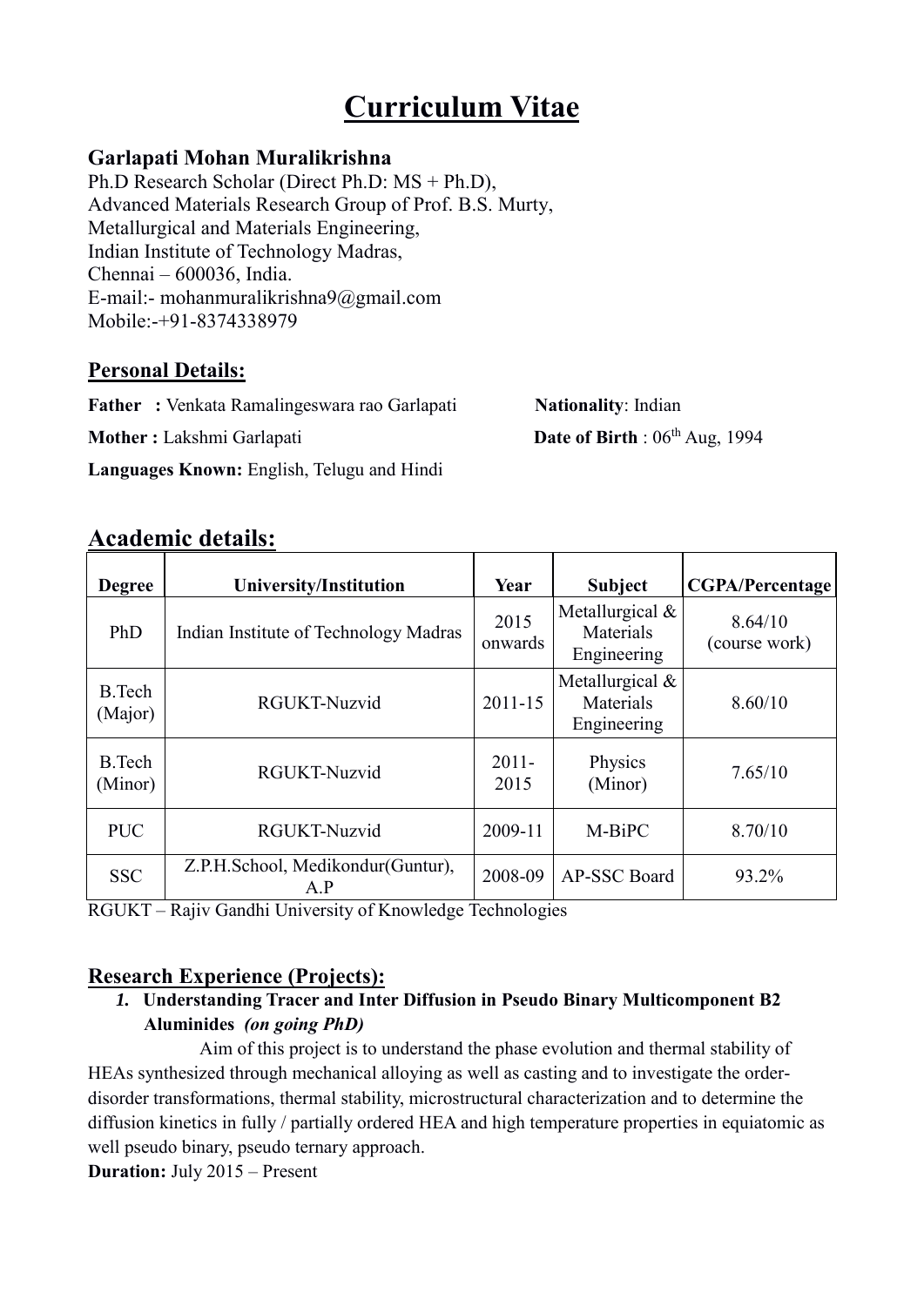# Curriculum Vitae

**Garlapati Mohan Muralikrishna**
Ph.D Research Scholar (Direct Ph.D: MS + Ph.D),
Advanced Materials Research Group of Prof. B.S. Murty,
Metallurgical and Materials Engineering,
Indian Institute of Technology Madras,
Chennai – 600036, India.
E-mail:- mohanmuralikrishna9@gmail.com
Mobile:-+91-8374338979

## Personal Details:

**Father :** Venkata Ramalingeswara rao Garlapati

**Nationality**: Indian

**Mother :** Lakshmi Garlapati

**Date of Birth** : 06th Aug, 1994

**Languages Known:** English, Telugu and Hindi

## Academic details:

| Degree | University/Institution | Year | Subject | CGPA/Percentage |
|---|---|---|---|---|
| PhD | Indian Institute of Technology Madras | 2015 onwards | Metallurgical & Materials Engineering | 8.64/10 (course work) |
| B.Tech (Major) | RGUKT-Nuzvid | 2011-15 | Metallurgical & Materials Engineering | 8.60/10 |
| B.Tech (Minor) | RGUKT-Nuzvid | 2011-2015 | Physics (Minor) | 7.65/10 |
| PUC | RGUKT-Nuzvid | 2009-11 | M-BiPC | 8.70/10 |
| SSC | Z.P.H.School, Medikondur(Guntur), A.P | 2008-09 | AP-SSC Board | 93.2% |

RGUKT – Rajiv Gandhi University of Knowledge Technologies

## Research Experience (Projects):

1. **Understanding Tracer and Inter Diffusion in Pseudo Binary Multicomponent B2 Aluminides** ***(on going PhD)***

Aim of this project is to understand the phase evolution and thermal stability of HEAs synthesized through mechanical alloying as well as casting and to investigate the order-disorder transformations, thermal stability, microstructural characterization and to determine the diffusion kinetics in fully / partially ordered HEA and high temperature properties in equiatomic as well pseudo binary, pseudo ternary approach.

**Duration:** July 2015 – Present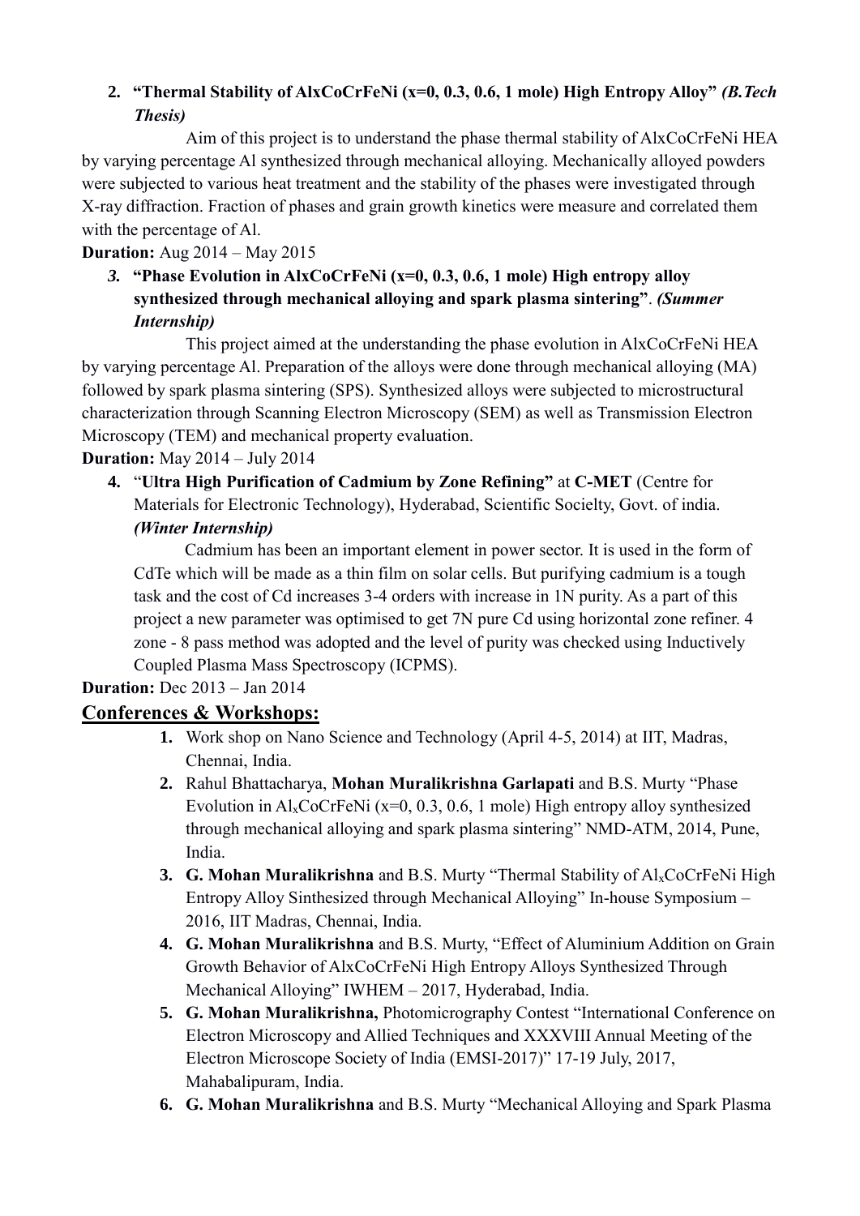2. **"Thermal Stability of AlxCoCrFeNi (x=0, 0.3, 0.6, 1 mole) High Entropy Alloy"** ***(B.Tech Thesis)***

   Aim of this project is to understand the phase thermal stability of AlxCoCrFeNi HEA by varying percentage Al synthesized through mechanical alloying. Mechanically alloyed powders were subjected to various heat treatment and the stability of the phases were investigated through X-ray diffraction. Fraction of phases and grain growth kinetics were measure and correlated them with the percentage of Al.

**Duration:** Aug 2014 – May 2015

3. **"Phase Evolution in AlxCoCrFeNi (x=0, 0.3, 0.6, 1 mole) High entropy alloy synthesized through mechanical alloying and spark plasma sintering"**. ***(Summer Internship)***

   This project aimed at the understanding the phase evolution in AlxCoCrFeNi HEA by varying percentage Al. Preparation of the alloys were done through mechanical alloying (MA) followed by spark plasma sintering (SPS). Synthesized alloys were subjected to microstructural characterization through Scanning Electron Microscopy (SEM) as well as Transmission Electron Microscopy (TEM) and mechanical property evaluation.

**Duration:** May 2014 – July 2014

4. "**Ultra High Purification of Cadmium by Zone Refining"** at **C-MET** (Centre for Materials for Electronic Technology), Hyderabad, Scientific Socielty, Govt. of india. ***(Winter Internship)***

   Cadmium has been an important element in power sector. It is used in the form of CdTe which will be made as a thin film on solar cells. But purifying cadmium is a tough task and the cost of Cd increases 3-4 orders with increase in 1N purity. As a part of this project a new parameter was optimised to get 7N pure Cd using horizontal zone refiner. 4 zone - 8 pass method was adopted and the level of purity was checked using Inductively Coupled Plasma Mass Spectroscopy (ICPMS).

**Duration:** Dec 2013 – Jan 2014

## Conferences & Workshops:

1. Work shop on Nano Science and Technology (April 4-5, 2014) at IIT, Madras, Chennai, India.
2. Rahul Bhattacharya, **Mohan Muralikrishna Garlapati** and B.S. Murty "Phase Evolution in $Al_x$CoCrFeNi (x=0, 0.3, 0.6, 1 mole) High entropy alloy synthesized through mechanical alloying and spark plasma sintering" NMD-ATM, 2014, Pune, India.
3. **G. Mohan Muralikrishna** and B.S. Murty "Thermal Stability of $Al_x$CoCrFeNi High Entropy Alloy Sinthesized through Mechanical Alloying" In-house Symposium – 2016, IIT Madras, Chennai, India.
4. **G. Mohan Muralikrishna** and B.S. Murty, "Effect of Aluminium Addition on Grain Growth Behavior of AlxCoCrFeNi High Entropy Alloys Synthesized Through Mechanical Alloying" IWHEM – 2017, Hyderabad, India.
5. **G. Mohan Muralikrishna,** Photomicrography Contest "International Conference on Electron Microscopy and Allied Techniques and XXXVIII Annual Meeting of the Electron Microscope Society of India (EMSI-2017)" 17-19 July, 2017, Mahabalipuram, India.
6. **G. Mohan Muralikrishna** and B.S. Murty "Mechanical Alloying and Spark Plasma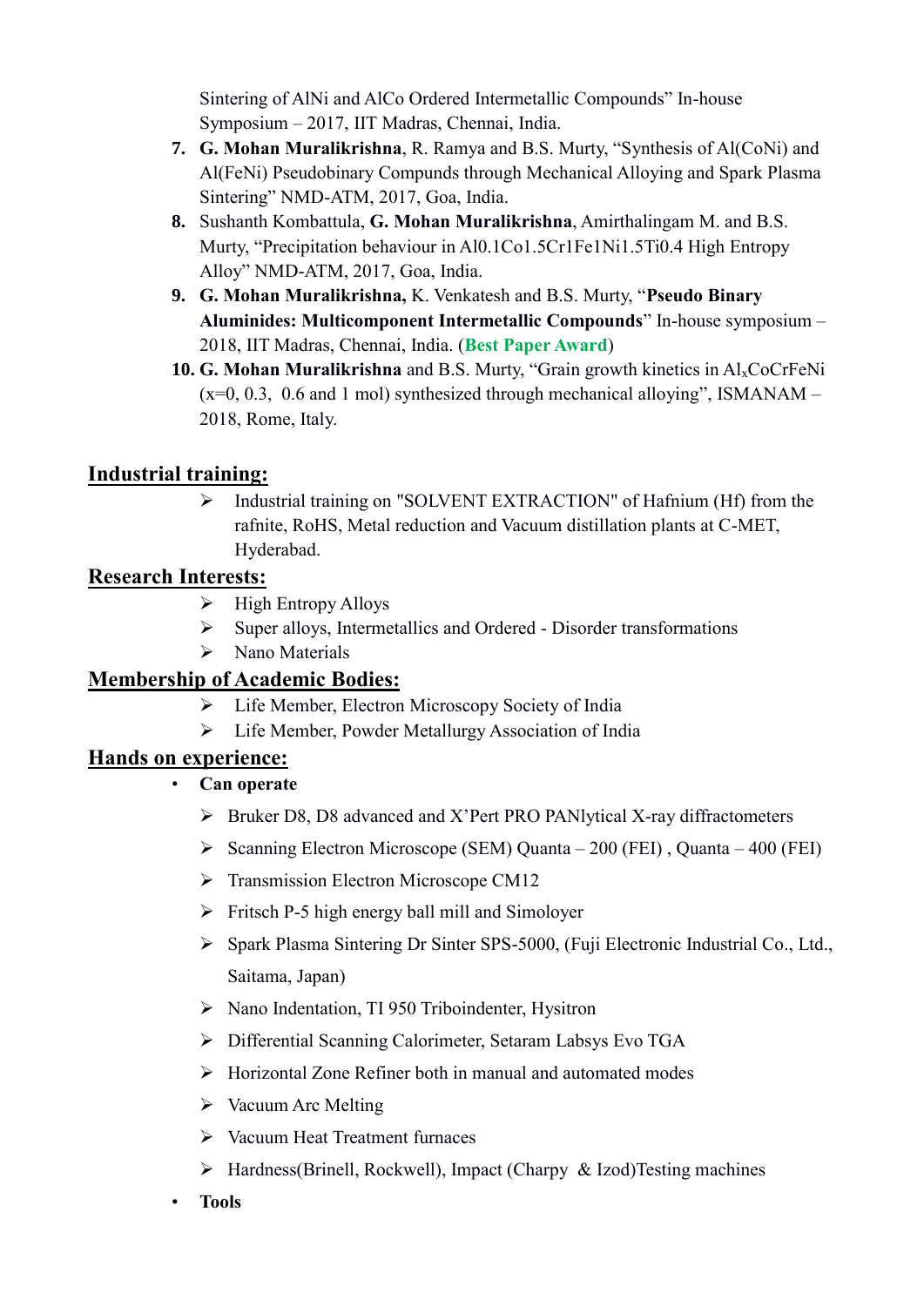Sintering of AlNi and AlCo Ordered Intermetallic Compounds" In-house Symposium – 2017, IIT Madras, Chennai, India.

7. **G. Mohan Muralikrishna**, R. Ramya and B.S. Murty, "Synthesis of Al(CoNi) and Al(FeNi) Pseudobinary Compunds through Mechanical Alloying and Spark Plasma Sintering" NMD-ATM, 2017, Goa, India.
8. Sushanth Kombattula, **G. Mohan Muralikrishna**, Amirthalingam M. and B.S. Murty, "Precipitation behaviour in Al0.1Co1.5Cr1Fe1Ni1.5Ti0.4 High Entropy Alloy" NMD-ATM, 2017, Goa, India.
9. **G. Mohan Muralikrishna,** K. Venkatesh and B.S. Murty, "**Pseudo Binary Aluminides: Multicomponent Intermetallic Compounds**" In-house symposium – 2018, IIT Madras, Chennai, India. (**Best Paper Award**)
10. **G. Mohan Muralikrishna** and B.S. Murty, "Grain growth kinetics in $Al_xCoCrFeNi$ (x=0, 0.3, 0.6 and 1 mol) synthesized through mechanical alloying", ISMANAM – 2018, Rome, Italy.

## Industrial training:

- Industrial training on "SOLVENT EXTRACTION" of Hafnium (Hf) from the rafnite, RoHS, Metal reduction and Vacuum distillation plants at C-MET, Hyderabad.

## Research Interests:

- High Entropy Alloys
- Super alloys, Intermetallics and Ordered - Disorder transformations
- Nano Materials

## Membership of Academic Bodies:

- Life Member, Electron Microscopy Society of India
- Life Member, Powder Metallurgy Association of India

## Hands on experience:

- **Can operate**
  - Bruker D8, D8 advanced and X'Pert PRO PANlytical X-ray diffractometers
  - Scanning Electron Microscope (SEM) Quanta – 200 (FEI) , Quanta – 400 (FEI)
  - Transmission Electron Microscope CM12
  - Fritsch P-5 high energy ball mill and Simoloyer
  - Spark Plasma Sintering Dr Sinter SPS-5000, (Fuji Electronic Industrial Co., Ltd., Saitama, Japan)
  - Nano Indentation, TI 950 Triboindenter, Hysitron
  - Differential Scanning Calorimeter, Setaram Labsys Evo TGA
  - Horizontal Zone Refiner both in manual and automated modes
  - Vacuum Arc Melting
  - Vacuum Heat Treatment furnaces
  - Hardness(Brinell, Rockwell), Impact (Charpy & Izod)Testing machines
- **Tools**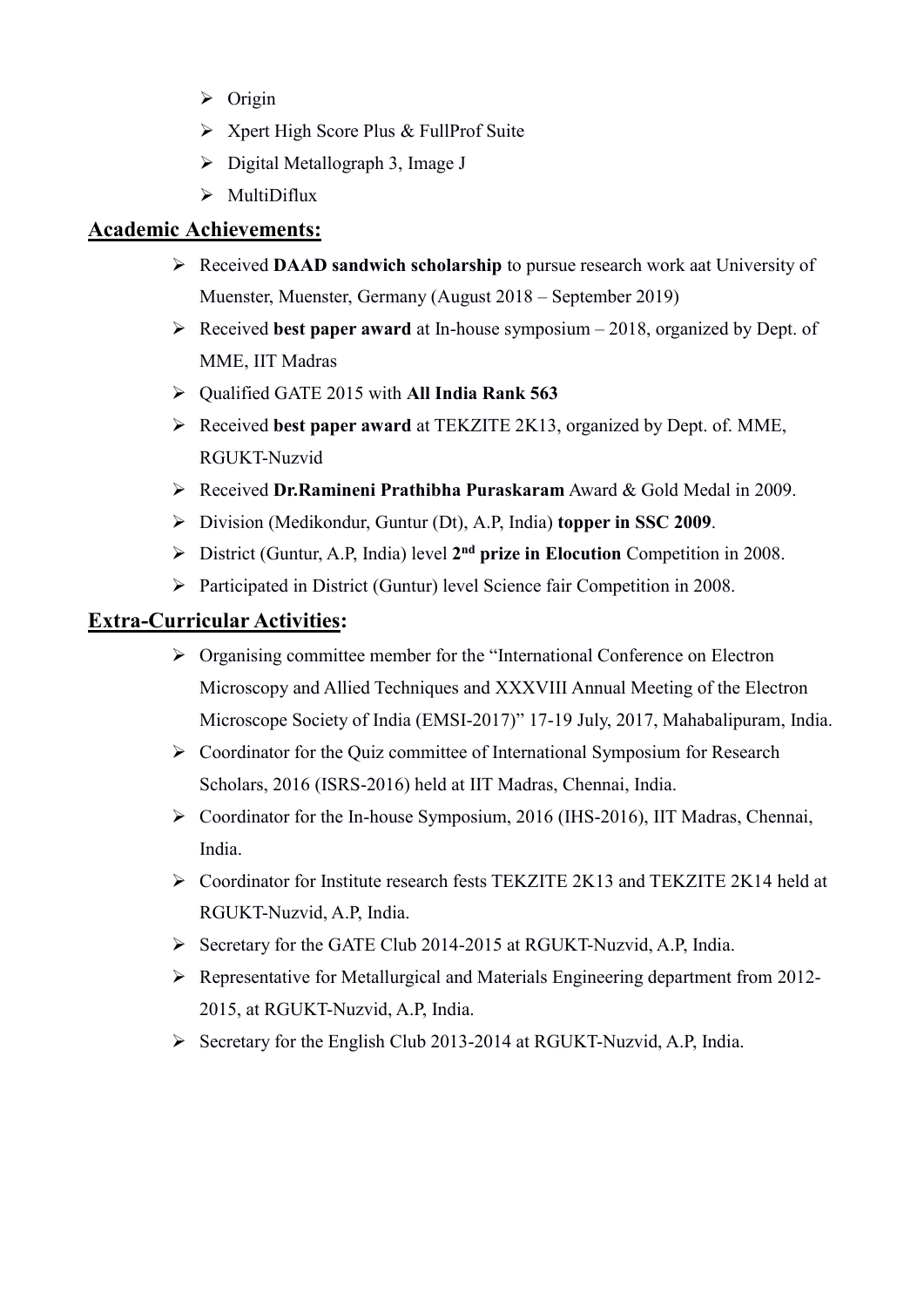- Origin
- Xpert High Score Plus & FullProf Suite
- Digital Metallograph 3, Image J
- MultiDiflux

## Academic Achievements:

- Received **DAAD sandwich scholarship** to pursue research work aat University of Muenster, Muenster, Germany (August 2018 – September 2019)
- Received **best paper award** at In-house symposium – 2018, organized by Dept. of MME, IIT Madras
- Qualified GATE 2015 with **All India Rank 563**
- Received **best paper award** at TEKZITE 2K13, organized by Dept. of. MME, RGUKT-Nuzvid
- Received **Dr.Ramineni Prathibha Puraskaram** Award & Gold Medal in 2009.
- Division (Medikondur, Guntur (Dt), A.P, India) **topper in SSC 2009**.
- District (Guntur, A.P, India) level **2nd prize in Elocution** Competition in 2008.
- Participated in District (Guntur) level Science fair Competition in 2008.

## Extra-Curricular Activities:

- Organising committee member for the "International Conference on Electron Microscopy and Allied Techniques and XXXVIII Annual Meeting of the Electron Microscope Society of India (EMSI-2017)" 17-19 July, 2017, Mahabalipuram, India.
- Coordinator for the Quiz committee of International Symposium for Research Scholars, 2016 (ISRS-2016) held at IIT Madras, Chennai, India.
- Coordinator for the In-house Symposium, 2016 (IHS-2016), IIT Madras, Chennai, India.
- Coordinator for Institute research fests TEKZITE 2K13 and TEKZITE 2K14 held at RGUKT-Nuzvid, A.P, India.
- Secretary for the GATE Club 2014-2015 at RGUKT-Nuzvid, A.P, India.
- Representative for Metallurgical and Materials Engineering department from 2012-2015, at RGUKT-Nuzvid, A.P, India.
- Secretary for the English Club 2013-2014 at RGUKT-Nuzvid, A.P, India.